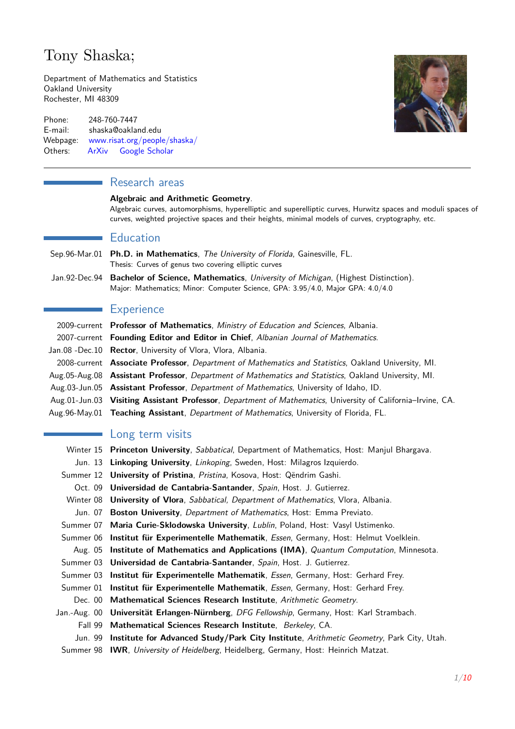# Tony Shaska;

Department of Mathematics and Statistics
Oakland University
Rochester, MI 48309

Phone: 248-760-7447
E-mail: shaska@oakland.edu
Webpage: www.risat.org/people/shaska/
Others: ArXiv Google Scholar

## Research areas

**Algebraic and Arithmetic Geometry**.
Algebraic curves, automorphisms, hyperelliptic and superelliptic curves, Hurwitz spaces and moduli spaces of curves, weighted projective spaces and their heights, minimal models of curves, cryptography, etc.

## Education

Sep.96-Mar.01 **Ph.D. in Mathematics**, *The University of Florida*, Gainesville, FL.
Thesis: Curves of genus two covering elliptic curves

Jan.92-Dec.94 **Bachelor of Science, Mathematics**, *University of Michigan*, (Highest Distinction).
Major: Mathematics; Minor: Computer Science, GPA: 3.95/4.0, Major GPA: 4.0/4.0

## Experience

- 2009-current **Professor of Mathematics**, *Ministry of Education and Sciences*, Albania.
- 2007-current **Founding Editor and Editor in Chief**, *Albanian Journal of Mathematics*.
- Jan.08 -Dec.10 **Rector**, University of Vlora, Vlora, Albania.
- 2008-current **Associate Professor**, *Department of Mathematics and Statistics*, Oakland University, MI.
- Aug.05-Aug.08 **Assistant Professor**, *Department of Mathematics and Statistics*, Oakland University, MI.
- Aug.03-Jun.05 **Assistant Professor**, *Department of Mathematics*, University of Idaho, ID.
- Aug.01-Jun.03 **Visiting Assistant Professor**, *Department of Mathematics*, University of California–Irvine, CA.
- Aug.96-May.01 **Teaching Assistant**, *Department of Mathematics*, University of Florida, FL.

## Long term visits

- Winter 15 **Princeton University**, *Sabbatical*, Department of Mathematics, Host: Manjul Bhargava.
- Jun. 13 **Linkoping University**, *Linkoping*, Sweden, Host: Milagros Izquierdo.
- Summer 12 **University of Pristina**, *Pristina*, Kosova, Host: Qëndrim Gashi.
- Oct. 09 **Universidad de Cantabria-Santander**, *Spain*, Host. J. Gutierrez.
- Winter 08 **University of Vlora**, *Sabbatical, Department of Mathematics*, Vlora, Albania.
- Jun. 07 **Boston University**, *Department of Mathematics*, Host: Emma Previato.
- Summer 07 **Maria Curie-Sklodowska University**, *Lublin*, Poland, Host: Vasyl Ustimenko.
- Summer 06 **Institut für Experimentelle Mathematik**, *Essen*, Germany, Host: Helmut Voelklein.
- Aug. 05 **Institute of Mathematics and Applications (IMA)**, *Quantum Computation*, Minnesota.
- Summer 03 **Universidad de Cantabria-Santander**, *Spain*, Host. J. Gutierrez.
- Summer 03 **Institut für Experimentelle Mathematik**, *Essen*, Germany, Host: Gerhard Frey.
- Summer 01 **Institut für Experimentelle Mathematik**, *Essen*, Germany, Host: Gerhard Frey.
- Dec. 00 **Mathematical Sciences Research Institute**, *Arithmetic Geometry*.
- Jan.-Aug. 00 **Universität Erlangen-Nürnberg**, *DFG Fellowship*, Germany, Host: Karl Strambach.
- Fall 99 **Mathematical Sciences Research Institute**, *Berkeley*, CA.
- Jun. 99 **Institute for Advanced Study/Park City Institute**, *Arithmetic Geometry*, Park City, Utah.
- Summer 98 **IWR**, *University of Heidelberg*, Heidelberg, Germany, Host: Heinrich Matzat.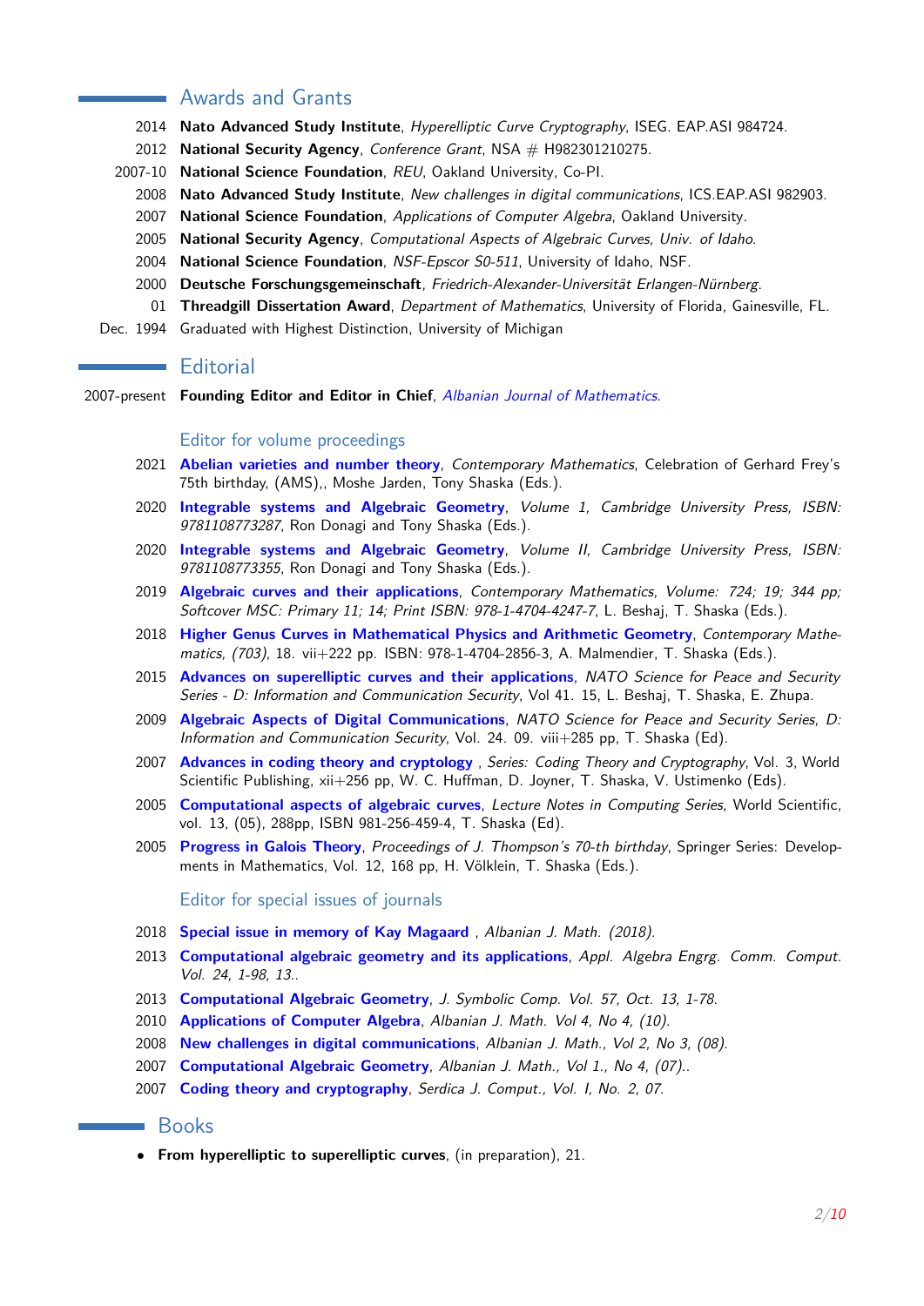## Awards and Grants

- 2014 **Nato Advanced Study Institute**, *Hyperelliptic Curve Cryptography*, ISEG. EAP.ASI 984724.
- 2012 **National Security Agency**, *Conference Grant*, NSA # H982301210275.
- 2007-10 **National Science Foundation**, *REU*, Oakland University, Co-PI.
- 2008 **Nato Advanced Study Institute**, *New challenges in digital communications*, ICS.EAP.ASI 982903.
- 2007 **National Science Foundation**, *Applications of Computer Algebra*, Oakland University.
- 2005 **National Security Agency**, *Computational Aspects of Algebraic Curves, Univ. of Idaho*.
- 2004 **National Science Foundation**, *NSF-Epscor S0-511*, University of Idaho, NSF.
- 2000 **Deutsche Forschungsgemeinschaft**, *Friedrich-Alexander-Universität Erlangen-Nürnberg*.
- 01 **Threadgill Dissertation Award**, *Department of Mathematics*, University of Florida, Gainesville, FL.
- Dec. 1994 Graduated with Highest Distinction, University of Michigan

## Editorial

2007-present **Founding Editor and Editor in Chief**, *Albanian Journal of Mathematics*.

### Editor for volume proceedings

- 2021 **Abelian varieties and number theory**, *Contemporary Mathematics*, Celebration of Gerhard Frey's 75th birthday, (AMS),, Moshe Jarden, Tony Shaska (Eds.).
- 2020 **Integrable systems and Algebraic Geometry**, *Volume 1, Cambridge University Press, ISBN: 9781108773287*, Ron Donagi and Tony Shaska (Eds.).
- 2020 **Integrable systems and Algebraic Geometry**, *Volume II, Cambridge University Press, ISBN: 9781108773355*, Ron Donagi and Tony Shaska (Eds.).
- 2019 **Algebraic curves and their applications**, *Contemporary Mathematics, Volume: 724; 19; 344 pp; Softcover MSC: Primary 11; 14; Print ISBN: 978-1-4704-4247-7*, L. Beshaj, T. Shaska (Eds.).
- 2018 **Higher Genus Curves in Mathematical Physics and Arithmetic Geometry**, *Contemporary Mathematics, (703)*, 18. vii+222 pp. ISBN: 978-1-4704-2856-3, A. Malmendier, T. Shaska (Eds.).
- 2015 **Advances on superelliptic curves and their applications**, *NATO Science for Peace and Security Series - D: Information and Communication Security*, Vol 41. 15, L. Beshaj, T. Shaska, E. Zhupa.
- 2009 **Algebraic Aspects of Digital Communications**, *NATO Science for Peace and Security Series, D: Information and Communication Security*, Vol. 24. 09. viii+285 pp, T. Shaska (Ed).
- 2007 **Advances in coding theory and cryptology** , *Series: Coding Theory and Cryptography*, Vol. 3, World Scientific Publishing, xii+256 pp, W. C. Huffman, D. Joyner, T. Shaska, V. Ustimenko (Eds).
- 2005 **Computational aspects of algebraic curves**, *Lecture Notes in Computing Series*, World Scientific, vol. 13, (05), 288pp, ISBN 981-256-459-4, T. Shaska (Ed).
- 2005 **Progress in Galois Theory**, *Proceedings of J. Thompson's 70-th birthday*, Springer Series: Developments in Mathematics, Vol. 12, 168 pp, H. Völklein, T. Shaska (Eds.).

### Editor for special issues of journals

- 2018 **Special issue in memory of Kay Magaard** , *Albanian J. Math. (2018)*.
- 2013 **Computational algebraic geometry and its applications**, *Appl. Algebra Engrg. Comm. Comput. Vol. 24, 1-98, 13.*.
- 2013 **Computational Algebraic Geometry**, *J. Symbolic Comp. Vol. 57, Oct. 13, 1-78*.
- 2010 **Applications of Computer Algebra**, *Albanian J. Math. Vol 4, No 4, (10)*.
- 2008 **New challenges in digital communications**, *Albanian J. Math., Vol 2, No 3, (08)*.
- 2007 **Computational Algebraic Geometry**, *Albanian J. Math., Vol 1., No 4, (07).*.
- 2007 **Coding theory and cryptography**, *Serdica J. Comput., Vol. I, No. 2, 07*.

## Books

- **From hyperelliptic to superelliptic curves**, (in preparation), 21.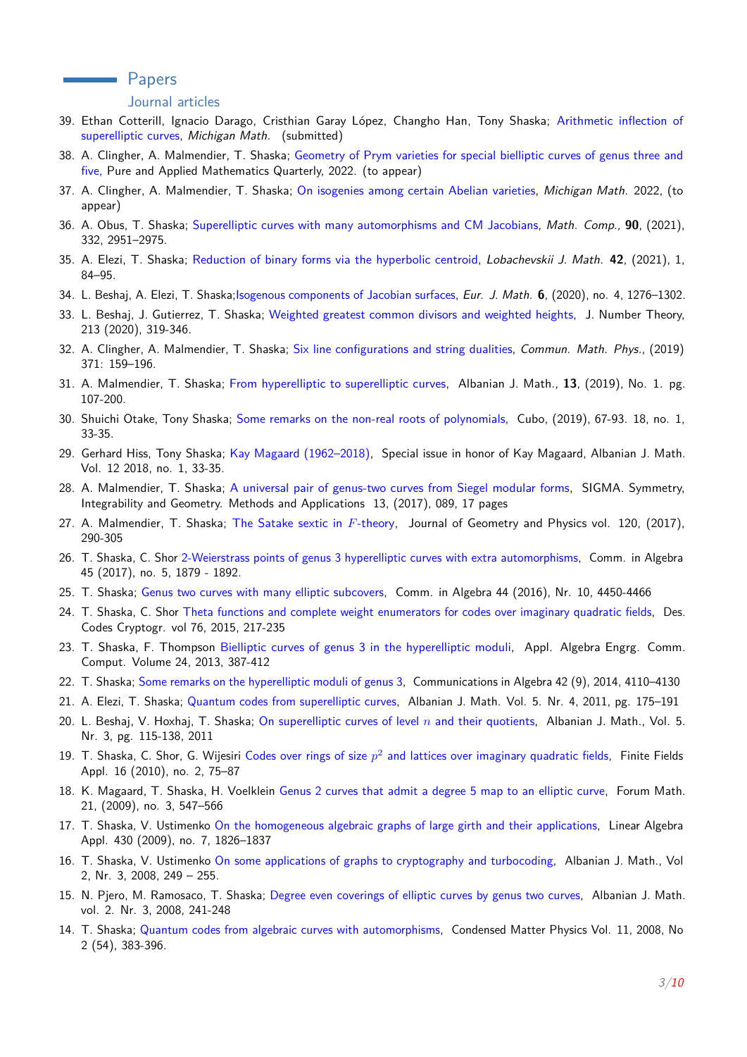## Papers

### Journal articles

39. Ethan Cotterill, Ignacio Darago, Cristhian Garay López, Changho Han, Tony Shaska; Arithmetic inflection of superelliptic curves, *Michigan Math.* (submitted)
38. A. Clingher, A. Malmendier, T. Shaska; Geometry of Prym varieties for special bielliptic curves of genus three and five, Pure and Applied Mathematics Quarterly, 2022. (to appear)
37. A. Clingher, A. Malmendier, T. Shaska; On isogenies among certain Abelian varieties, *Michigan Math.* 2022, (to appear)
36. A. Obus, T. Shaska; Superelliptic curves with many automorphisms and CM Jacobians, *Math. Comp.*, **90**, (2021), 332, 2951–2975.
35. A. Elezi, T. Shaska; Reduction of binary forms via the hyperbolic centroid, *Lobachevskii J. Math.* **42**, (2021), 1, 84–95.
34. L. Beshaj, A. Elezi, T. Shaska;Isogenous components of Jacobian surfaces, *Eur. J. Math.* **6**, (2020), no. 4, 1276–1302.
33. L. Beshaj, J. Gutierrez, T. Shaska; Weighted greatest common divisors and weighted heights, J. Number Theory, 213 (2020), 319-346.
32. A. Clingher, A. Malmendier, T. Shaska; Six line configurations and string dualities, *Commun. Math. Phys.*, (2019) 371: 159–196.
31. A. Malmendier, T. Shaska; From hyperelliptic to superelliptic curves, Albanian J. Math., **13**, (2019), No. 1. pg. 107-200.
30. Shuichi Otake, Tony Shaska; Some remarks on the non-real roots of polynomials, Cubo, (2019), 67-93. 18, no. 1, 33-35.
29. Gerhard Hiss, Tony Shaska; Kay Magaard (1962–2018), Special issue in honor of Kay Magaard, Albanian J. Math. Vol. 12 2018, no. 1, 33-35.
28. A. Malmendier, T. Shaska; A universal pair of genus-two curves from Siegel modular forms, SIGMA. Symmetry, Integrability and Geometry. Methods and Applications 13, (2017), 089, 17 pages
27. A. Malmendier, T. Shaska; The Satake sextic in $F$-theory, Journal of Geometry and Physics vol. 120, (2017), 290-305
26. T. Shaska, C. Shor 2-Weierstrass points of genus 3 hyperelliptic curves with extra automorphisms, Comm. in Algebra 45 (2017), no. 5, 1879 - 1892.
25. T. Shaska; Genus two curves with many elliptic subcovers, Comm. in Algebra 44 (2016), Nr. 10, 4450-4466
24. T. Shaska, C. Shor Theta functions and complete weight enumerators for codes over imaginary quadratic fields, Des. Codes Cryptogr. vol 76, 2015, 217-235
23. T. Shaska, F. Thompson Bielliptic curves of genus 3 in the hyperelliptic moduli, Appl. Algebra Engrg. Comm. Comput. Volume 24, 2013, 387-412
22. T. Shaska; Some remarks on the hyperelliptic moduli of genus 3, Communications in Algebra 42 (9), 2014, 4110–4130
21. A. Elezi, T. Shaska; Quantum codes from superelliptic curves, Albanian J. Math. Vol. 5. Nr. 4, 2011, pg. 175–191
20. L. Beshaj, V. Hoxhaj, T. Shaska; On superelliptic curves of level $n$ and their quotients, Albanian J. Math., Vol. 5. Nr. 3, pg. 115-138, 2011
19. T. Shaska, C. Shor, G. Wijesiri Codes over rings of size $p^2$ and lattices over imaginary quadratic fields, Finite Fields Appl. 16 (2010), no. 2, 75–87
18. K. Magaard, T. Shaska, H. Voelklein Genus 2 curves that admit a degree 5 map to an elliptic curve, Forum Math. 21, (2009), no. 3, 547–566
17. T. Shaska, V. Ustimenko On the homogeneous algebraic graphs of large girth and their applications, Linear Algebra Appl. 430 (2009), no. 7, 1826–1837
16. T. Shaska, V. Ustimenko On some applications of graphs to cryptography and turbocoding, Albanian J. Math., Vol 2, Nr. 3, 2008, 249 – 255.
15. N. Pjero, M. Ramosaco, T. Shaska; Degree even coverings of elliptic curves by genus two curves, Albanian J. Math. vol. 2. Nr. 3, 2008, 241-248
14. T. Shaska; Quantum codes from algebraic curves with automorphisms, Condensed Matter Physics Vol. 11, 2008, No 2 (54), 383-396.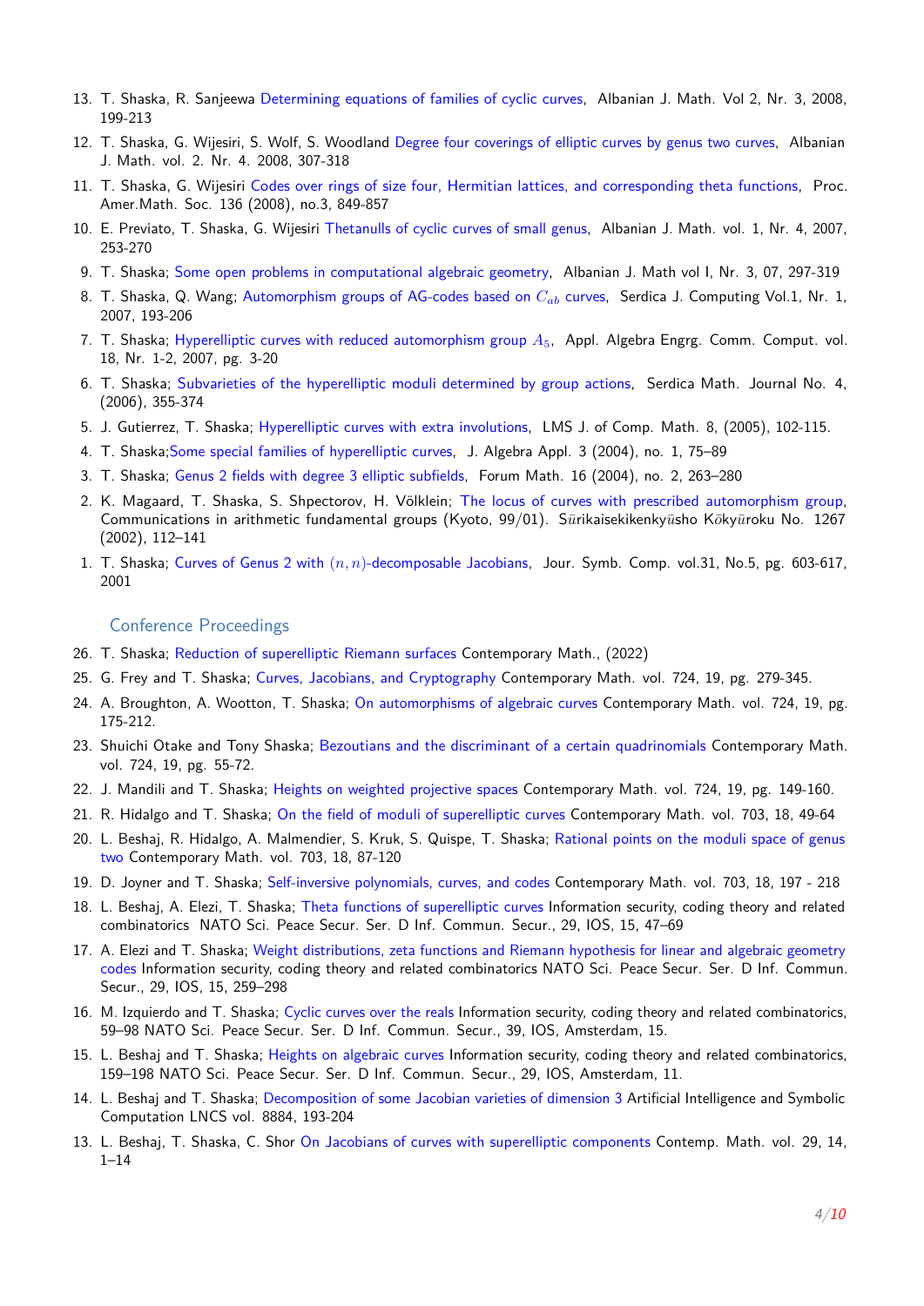13. T. Shaska, R. Sanjeewa Determining equations of families of cyclic curves, Albanian J. Math. Vol 2, Nr. 3, 2008, 199-213
12. T. Shaska, G. Wijesiri, S. Wolf, S. Woodland Degree four coverings of elliptic curves by genus two curves, Albanian J. Math. vol. 2. Nr. 4. 2008, 307-318
11. T. Shaska, G. Wijesiri Codes over rings of size four, Hermitian lattices, and corresponding theta functions, Proc. Amer.Math. Soc. 136 (2008), no.3, 849-857
10. E. Previato, T. Shaska, G. Wijesiri Thetanulls of cyclic curves of small genus, Albanian J. Math. vol. 1, Nr. 4, 2007, 253-270
9. T. Shaska; Some open problems in computational algebraic geometry, Albanian J. Math vol I, Nr. 3, 07, 297-319
8. T. Shaska, Q. Wang; Automorphism groups of AG-codes based on $C_{ab}$ curves, Serdica J. Computing Vol.1, Nr. 1, 2007, 193-206
7. T. Shaska; Hyperelliptic curves with reduced automorphism group $A_5$, Appl. Algebra Engrg. Comm. Comput. vol. 18, Nr. 1-2, 2007, pg. 3-20
6. T. Shaska; Subvarieties of the hyperelliptic moduli determined by group actions, Serdica Math. Journal No. 4, (2006), 355-374
5. J. Gutierrez, T. Shaska; Hyperelliptic curves with extra involutions, LMS J. of Comp. Math. 8, (2005), 102-115.
4. T. Shaska;Some special families of hyperelliptic curves, J. Algebra Appl. 3 (2004), no. 1, 75–89
3. T. Shaska; Genus 2 fields with degree 3 elliptic subfields, Forum Math. 16 (2004), no. 2, 263–280
2. K. Magaard, T. Shaska, S. Shpectorov, H. Völklein; The locus of curves with prescribed automorphism group, Communications in arithmetic fundamental groups (Kyoto, 99/01). Sūrikaisekikenkyūsho Kōkyūroku No. 1267 (2002), 112–141
1. T. Shaska; Curves of Genus 2 with $(n, n)$-decomposable Jacobians, Jour. Symb. Comp. vol.31, No.5, pg. 603-617, 2001

## Conference Proceedings

26. T. Shaska; Reduction of superelliptic Riemann surfaces Contemporary Math., (2022)
25. G. Frey and T. Shaska; Curves, Jacobians, and Cryptography Contemporary Math. vol. 724, 19, pg. 279-345.
24. A. Broughton, A. Wootton, T. Shaska; On automorphisms of algebraic curves Contemporary Math. vol. 724, 19, pg. 175-212.
23. Shuichi Otake and Tony Shaska; Bezoutians and the discriminant of a certain quadrinomials Contemporary Math. vol. 724, 19, pg. 55-72.
22. J. Mandili and T. Shaska; Heights on weighted projective spaces Contemporary Math. vol. 724, 19, pg. 149-160.
21. R. Hidalgo and T. Shaska; On the field of moduli of superelliptic curves Contemporary Math. vol. 703, 18, 49-64
20. L. Beshaj, R. Hidalgo, A. Malmendier, S. Kruk, S. Quispe, T. Shaska; Rational points on the moduli space of genus two Contemporary Math. vol. 703, 18, 87-120
19. D. Joyner and T. Shaska; Self-inversive polynomials, curves, and codes Contemporary Math. vol. 703, 18, 197 - 218
18. L. Beshaj, A. Elezi, T. Shaska; Theta functions of superelliptic curves Information security, coding theory and related combinatorics NATO Sci. Peace Secur. Ser. D Inf. Commun. Secur., 29, IOS, 15, 47–69
17. A. Elezi and T. Shaska; Weight distributions, zeta functions and Riemann hypothesis for linear and algebraic geometry codes Information security, coding theory and related combinatorics NATO Sci. Peace Secur. Ser. D Inf. Commun. Secur., 29, IOS, 15, 259–298
16. M. Izquierdo and T. Shaska; Cyclic curves over the reals Information security, coding theory and related combinatorics, 59–98 NATO Sci. Peace Secur. Ser. D Inf. Commun. Secur., 39, IOS, Amsterdam, 15.
15. L. Beshaj and T. Shaska; Heights on algebraic curves Information security, coding theory and related combinatorics, 159–198 NATO Sci. Peace Secur. Ser. D Inf. Commun. Secur., 29, IOS, Amsterdam, 11.
14. L. Beshaj and T. Shaska; Decomposition of some Jacobian varieties of dimension 3 Artificial Intelligence and Symbolic Computation LNCS vol. 8884, 193-204
13. L. Beshaj, T. Shaska, C. Shor On Jacobians of curves with superelliptic components Contemp. Math. vol. 29, 14, 1–14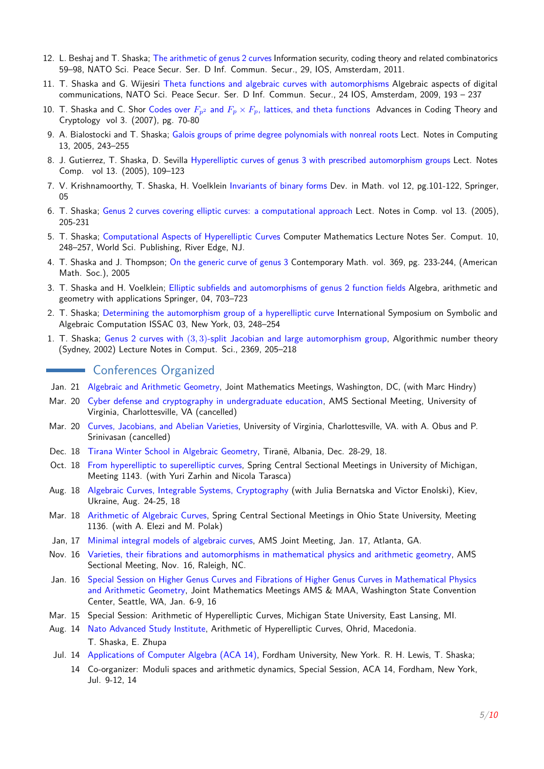12. L. Beshaj and T. Shaska; The arithmetic of genus 2 curves Information security, coding theory and related combinatorics 59–98, NATO Sci. Peace Secur. Ser. D Inf. Commun. Secur., 29, IOS, Amsterdam, 2011.
11. T. Shaska and G. Wijesiri Theta functions and algebraic curves with automorphisms Algebraic aspects of digital communications, NATO Sci. Peace Secur. Ser. D Inf. Commun. Secur., 24 IOS, Amsterdam, 2009, 193 – 237
10. T. Shaska and C. Shor Codes over $F_{p^2}$ and $F_p \times F_p$, lattices, and theta functions Advances in Coding Theory and Cryptology vol 3. (2007), pg. 70-80
9. A. Bialostocki and T. Shaska; Galois groups of prime degree polynomials with nonreal roots Lect. Notes in Computing 13, 2005, 243–255
8. J. Gutierrez, T. Shaska, D. Sevilla Hyperelliptic curves of genus 3 with prescribed automorphism groups Lect. Notes Comp. vol 13. (2005), 109–123
7. V. Krishnamoorthy, T. Shaska, H. Voelklein Invariants of binary forms Dev. in Math. vol 12, pg.101-122, Springer, 05
6. T. Shaska; Genus 2 curves covering elliptic curves: a computational approach Lect. Notes in Comp. vol 13. (2005), 205-231
5. T. Shaska; Computational Aspects of Hyperelliptic Curves Computer Mathematics Lecture Notes Ser. Comput. 10, 248–257, World Sci. Publishing, River Edge, NJ.
4. T. Shaska and J. Thompson; On the generic curve of genus 3 Contemporary Math. vol. 369, pg. 233-244, (American Math. Soc.), 2005
3. T. Shaska and H. Voelklein; Elliptic subfields and automorphisms of genus 2 function fields Algebra, arithmetic and geometry with applications Springer, 04, 703–723
2. T. Shaska; Determining the automorphism group of a hyperelliptic curve International Symposium on Symbolic and Algebraic Computation ISSAC 03, New York, 03, 248–254
1. T. Shaska; Genus 2 curves with $(3,3)$-split Jacobian and large automorphism group, Algorithmic number theory (Sydney, 2002) Lecture Notes in Comput. Sci., 2369, 205–218

## Conferences Organized

- Jan. 21 Algebraic and Arithmetic Geometry, Joint Mathematics Meetings, Washington, DC, (with Marc Hindry)
- Mar. 20 Cyber defense and cryptography in undergraduate education, AMS Sectional Meeting, University of Virginia, Charlottesville, VA (cancelled)
- Mar. 20 Curves, Jacobians, and Abelian Varieties, University of Virginia, Charlottesville, VA. with A. Obus and P. Srinivasan (cancelled)
- Dec. 18 Tirana Winter School in Algebraic Geometry, Tiranë, Albania, Dec. 28-29, 18.
- Oct. 18 From hyperelliptic to superelliptic curves, Spring Central Sectional Meetings in University of Michigan, Meeting 1143. (with Yuri Zarhin and Nicola Tarasca)
- Aug. 18 Algebraic Curves, Integrable Systems, Cryptography (with Julia Bernatska and Victor Enolski), Kiev, Ukraine, Aug. 24-25, 18
- Mar. 18 Arithmetic of Algebraic Curves, Spring Central Sectional Meetings in Ohio State University, Meeting 1136. (with A. Elezi and M. Polak)
- Jan, 17 Minimal integral models of algebraic curves, AMS Joint Meeting, Jan. 17, Atlanta, GA.
- Nov. 16 Varieties, their fibrations and automorphisms in mathematical physics and arithmetic geometry, AMS Sectional Meeting, Nov. 16, Raleigh, NC.
- Jan. 16 Special Session on Higher Genus Curves and Fibrations of Higher Genus Curves in Mathematical Physics and Arithmetic Geometry, Joint Mathematics Meetings AMS & MAA, Washington State Convention Center, Seattle, WA, Jan. 6-9, 16
- Mar. 15 Special Session: Arithmetic of Hyperelliptic Curves, Michigan State University, East Lansing, MI.
- Aug. 14 Nato Advanced Study Institute, Arithmetic of Hyperelliptic Curves, Ohrid, Macedonia. T. Shaska, E. Zhupa
- Jul. 14 Applications of Computer Algebra (ACA 14), Fordham University, New York. R. H. Lewis, T. Shaska;
- 14 Co-organizer: Moduli spaces and arithmetic dynamics, Special Session, ACA 14, Fordham, New York, Jul. 9-12, 14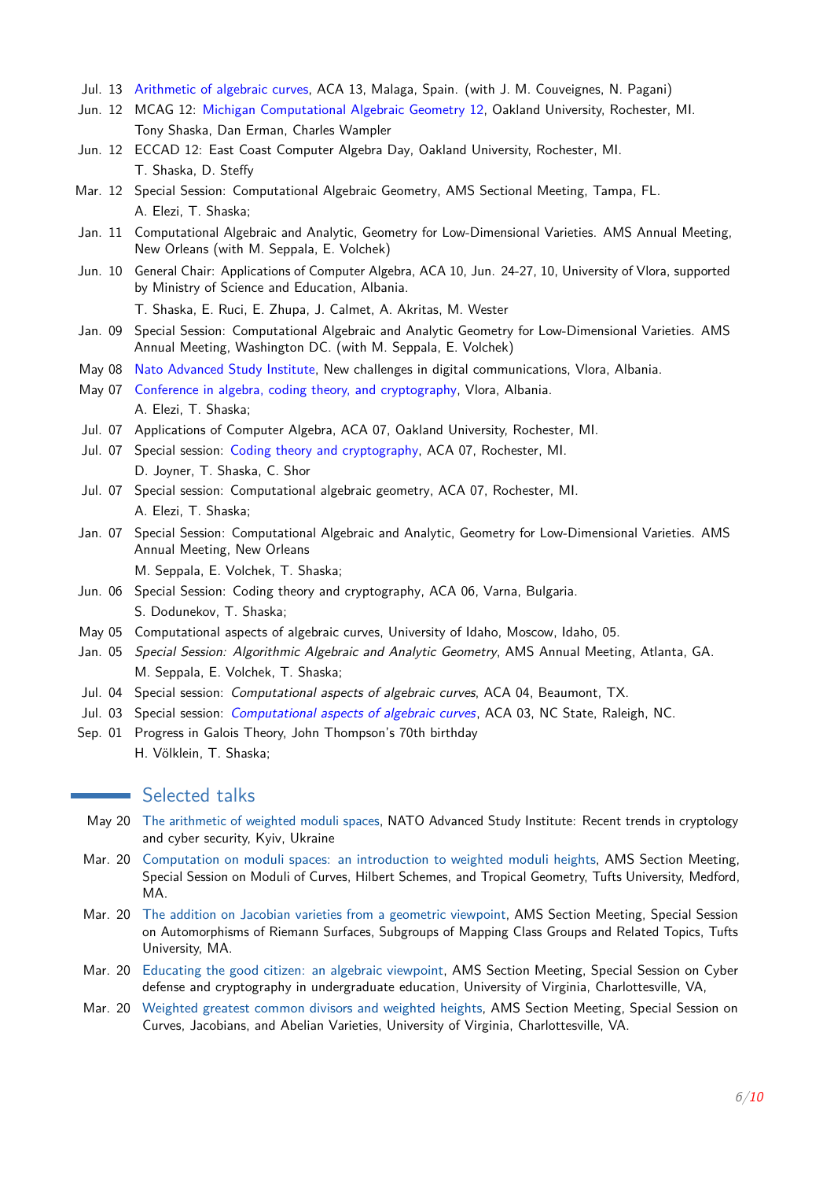Jul. 13 Arithmetic of algebraic curves, ACA 13, Malaga, Spain. (with J. M. Couveignes, N. Pagani)

Jun. 12 MCAG 12: Michigan Computational Algebraic Geometry 12, Oakland University, Rochester, MI.
Tony Shaska, Dan Erman, Charles Wampler

Jun. 12 ECCAD 12: East Coast Computer Algebra Day, Oakland University, Rochester, MI.
T. Shaska, D. Steffy

Mar. 12 Special Session: Computational Algebraic Geometry, AMS Sectional Meeting, Tampa, FL.
A. Elezi, T. Shaska;

Jan. 11 Computational Algebraic and Analytic, Geometry for Low-Dimensional Varieties. AMS Annual Meeting, New Orleans (with M. Seppala, E. Volchek)

Jun. 10 General Chair: Applications of Computer Algebra, ACA 10, Jun. 24-27, 10, University of Vlora, supported by Ministry of Science and Education, Albania.
T. Shaska, E. Ruci, E. Zhupa, J. Calmet, A. Akritas, M. Wester

Jan. 09 Special Session: Computational Algebraic and Analytic Geometry for Low-Dimensional Varieties. AMS Annual Meeting, Washington DC. (with M. Seppala, E. Volchek)

May 08 Nato Advanced Study Institute, New challenges in digital communications, Vlora, Albania.

May 07 Conference in algebra, coding theory, and cryptography, Vlora, Albania.
A. Elezi, T. Shaska;

Jul. 07 Applications of Computer Algebra, ACA 07, Oakland University, Rochester, MI.

Jul. 07 Special session: Coding theory and cryptography, ACA 07, Rochester, MI.
D. Joyner, T. Shaska, C. Shor

Jul. 07 Special session: Computational algebraic geometry, ACA 07, Rochester, MI.
A. Elezi, T. Shaska;

Jan. 07 Special Session: Computational Algebraic and Analytic, Geometry for Low-Dimensional Varieties. AMS Annual Meeting, New Orleans
M. Seppala, E. Volchek, T. Shaska;

Jun. 06 Special Session: Coding theory and cryptography, ACA 06, Varna, Bulgaria.
S. Dodunekov, T. Shaska;

May 05 Computational aspects of algebraic curves, University of Idaho, Moscow, Idaho, 05.

Jan. 05 *Special Session: Algorithmic Algebraic and Analytic Geometry*, AMS Annual Meeting, Atlanta, GA.
M. Seppala, E. Volchek, T. Shaska;

Jul. 04 Special session: *Computational aspects of algebraic curves*, ACA 04, Beaumont, TX.

Jul. 03 Special session: *Computational aspects of algebraic curves*, ACA 03, NC State, Raleigh, NC.

Sep. 01 Progress in Galois Theory, John Thompson's 70th birthday
H. Völklein, T. Shaska;

## Selected talks

May 20 The arithmetic of weighted moduli spaces, NATO Advanced Study Institute: Recent trends in cryptology and cyber security, Kyiv, Ukraine

Mar. 20 Computation on moduli spaces: an introduction to weighted moduli heights, AMS Section Meeting, Special Session on Moduli of Curves, Hilbert Schemes, and Tropical Geometry, Tufts University, Medford, MA.

Mar. 20 The addition on Jacobian varieties from a geometric viewpoint, AMS Section Meeting, Special Session on Automorphisms of Riemann Surfaces, Subgroups of Mapping Class Groups and Related Topics, Tufts University, MA.

Mar. 20 Educating the good citizen: an algebraic viewpoint, AMS Section Meeting, Special Session on Cyber defense and cryptography in undergraduate education, University of Virginia, Charlottesville, VA,

Mar. 20 Weighted greatest common divisors and weighted heights, AMS Section Meeting, Special Session on Curves, Jacobians, and Abelian Varieties, University of Virginia, Charlottesville, VA.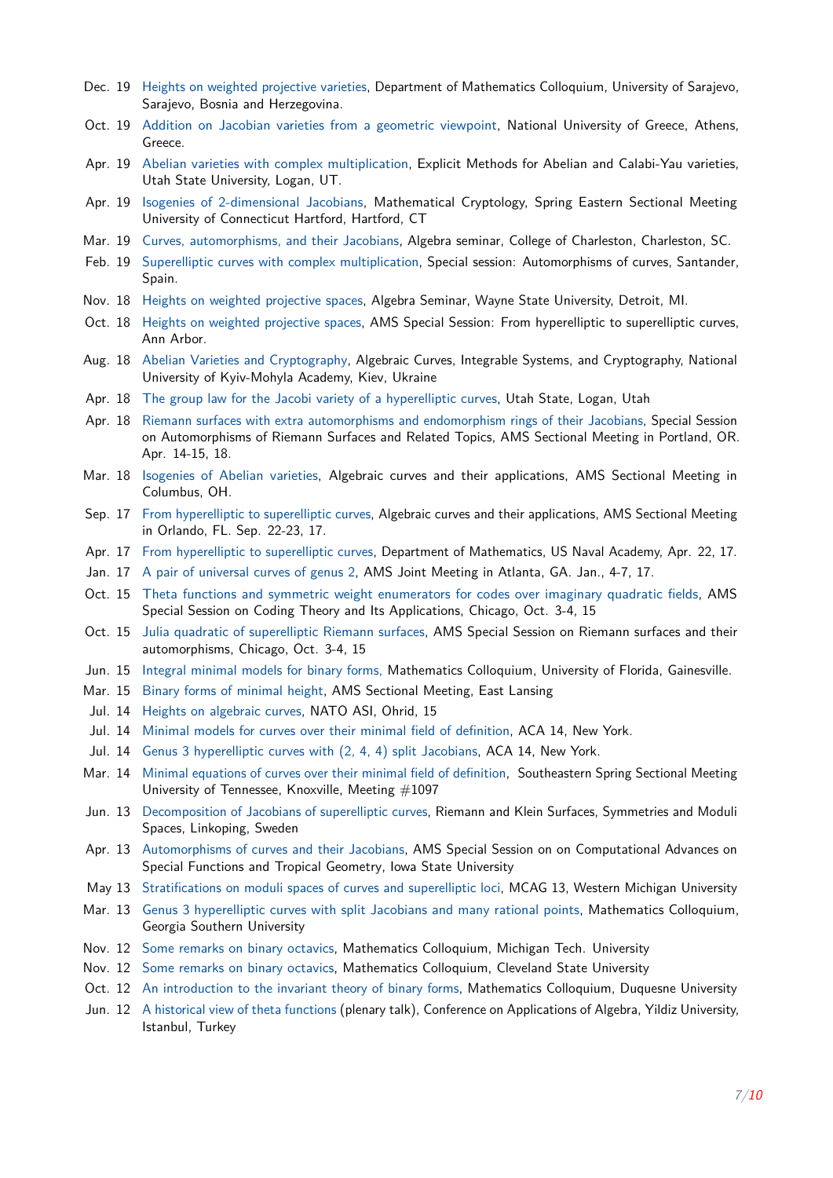- Dec. 19 Heights on weighted projective varieties, Department of Mathematics Colloquium, University of Sarajevo, Sarajevo, Bosnia and Herzegovina.
- Oct. 19 Addition on Jacobian varieties from a geometric viewpoint, National University of Greece, Athens, Greece.
- Apr. 19 Abelian varieties with complex multiplication, Explicit Methods for Abelian and Calabi-Yau varieties, Utah State University, Logan, UT.
- Apr. 19 Isogenies of 2-dimensional Jacobians, Mathematical Cryptology, Spring Eastern Sectional Meeting University of Connecticut Hartford, Hartford, CT
- Mar. 19 Curves, automorphisms, and their Jacobians, Algebra seminar, College of Charleston, Charleston, SC.
- Feb. 19 Superelliptic curves with complex multiplication, Special session: Automorphisms of curves, Santander, Spain.
- Nov. 18 Heights on weighted projective spaces, Algebra Seminar, Wayne State University, Detroit, MI.
- Oct. 18 Heights on weighted projective spaces, AMS Special Session: From hyperelliptic to superelliptic curves, Ann Arbor.
- Aug. 18 Abelian Varieties and Cryptography, Algebraic Curves, Integrable Systems, and Cryptography, National University of Kyiv-Mohyla Academy, Kiev, Ukraine
- Apr. 18 The group law for the Jacobi variety of a hyperelliptic curves, Utah State, Logan, Utah
- Apr. 18 Riemann surfaces with extra automorphisms and endomorphism rings of their Jacobians, Special Session on Automorphisms of Riemann Surfaces and Related Topics, AMS Sectional Meeting in Portland, OR. Apr. 14-15, 18.
- Mar. 18 Isogenies of Abelian varieties, Algebraic curves and their applications, AMS Sectional Meeting in Columbus, OH.
- Sep. 17 From hyperelliptic to superelliptic curves, Algebraic curves and their applications, AMS Sectional Meeting in Orlando, FL. Sep. 22-23, 17.
- Apr. 17 From hyperelliptic to superelliptic curves, Department of Mathematics, US Naval Academy, Apr. 22, 17.
- Jan. 17 A pair of universal curves of genus 2, AMS Joint Meeting in Atlanta, GA. Jan., 4-7, 17.
- Oct. 15 Theta functions and symmetric weight enumerators for codes over imaginary quadratic fields, AMS Special Session on Coding Theory and Its Applications, Chicago, Oct. 3-4, 15
- Oct. 15 Julia quadratic of superelliptic Riemann surfaces, AMS Special Session on Riemann surfaces and their automorphisms, Chicago, Oct. 3-4, 15
- Jun. 15 Integral minimal models for binary forms, Mathematics Colloquium, University of Florida, Gainesville.
- Mar. 15 Binary forms of minimal height, AMS Sectional Meeting, East Lansing
- Jul. 14 Heights on algebraic curves, NATO ASI, Ohrid, 15
- Jul. 14 Minimal models for curves over their minimal field of definition, ACA 14, New York.
- Jul. 14 Genus 3 hyperelliptic curves with (2, 4, 4) split Jacobians, ACA 14, New York.
- Mar. 14 Minimal equations of curves over their minimal field of definition, Southeastern Spring Sectional Meeting University of Tennessee, Knoxville, Meeting #1097
- Jun. 13 Decomposition of Jacobians of superelliptic curves, Riemann and Klein Surfaces, Symmetries and Moduli Spaces, Linkoping, Sweden
- Apr. 13 Automorphisms of curves and their Jacobians, AMS Special Session on on Computational Advances on Special Functions and Tropical Geometry, Iowa State University
- May 13 Stratifications on moduli spaces of curves and superelliptic loci, MCAG 13, Western Michigan University
- Mar. 13 Genus 3 hyperelliptic curves with split Jacobians and many rational points, Mathematics Colloquium, Georgia Southern University
- Nov. 12 Some remarks on binary octavics, Mathematics Colloquium, Michigan Tech. University
- Nov. 12 Some remarks on binary octavics, Mathematics Colloquium, Cleveland State University
- Oct. 12 An introduction to the invariant theory of binary forms, Mathematics Colloquium, Duquesne University
- Jun. 12 A historical view of theta functions (plenary talk), Conference on Applications of Algebra, Yildiz University, Istanbul, Turkey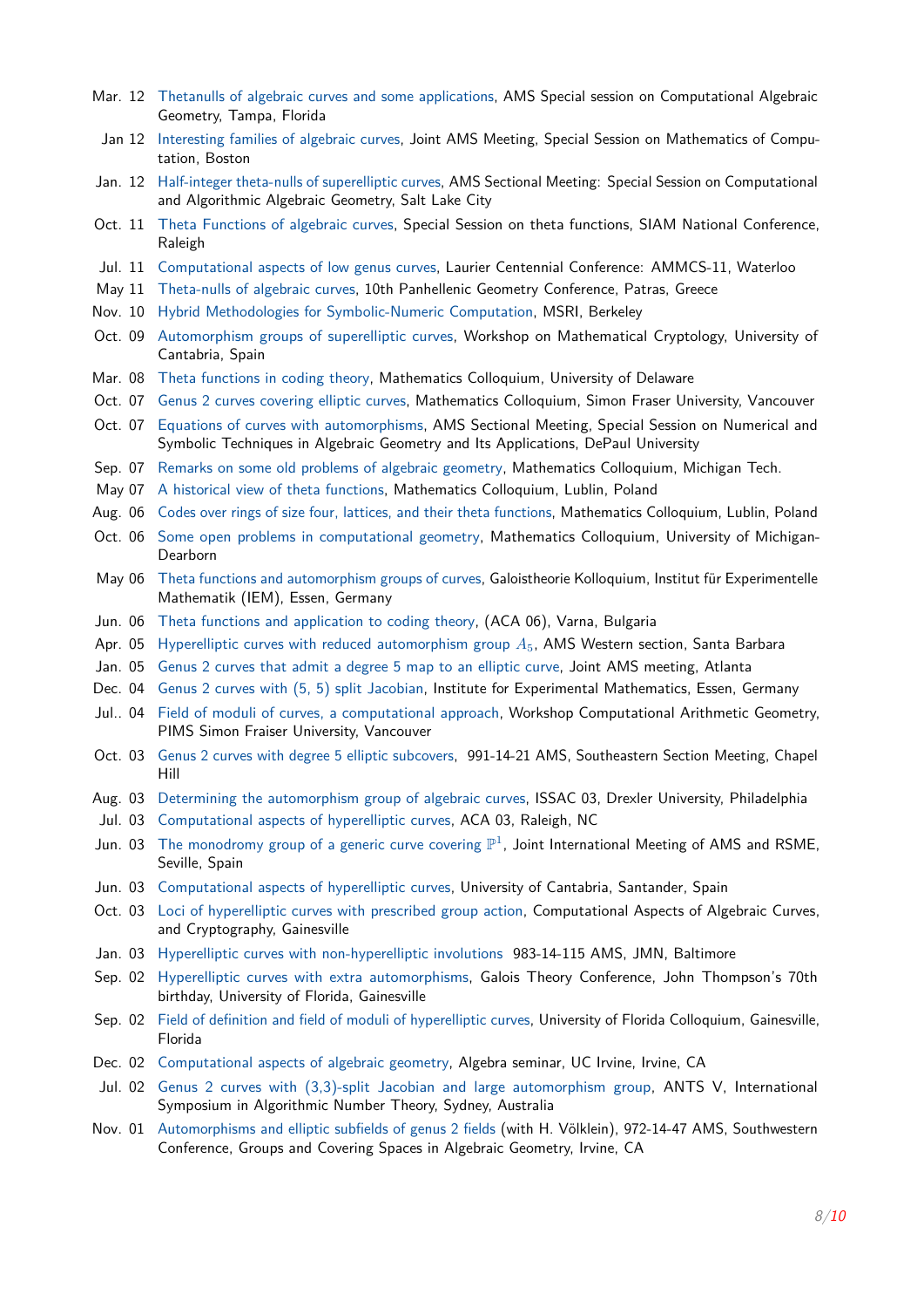- Mar. 12 Thetanulls of algebraic curves and some applications, AMS Special session on Computational Algebraic Geometry, Tampa, Florida
- Jan 12 Interesting families of algebraic curves, Joint AMS Meeting, Special Session on Mathematics of Computation, Boston
- Jan. 12 Half-integer theta-nulls of superelliptic curves, AMS Sectional Meeting: Special Session on Computational and Algorithmic Algebraic Geometry, Salt Lake City
- Oct. 11 Theta Functions of algebraic curves, Special Session on theta functions, SIAM National Conference, Raleigh
- Jul. 11 Computational aspects of low genus curves, Laurier Centennial Conference: AMMCS-11, Waterloo
- May 11 Theta-nulls of algebraic curves, 10th Panhellenic Geometry Conference, Patras, Greece
- Nov. 10 Hybrid Methodologies for Symbolic-Numeric Computation, MSRI, Berkeley
- Oct. 09 Automorphism groups of superelliptic curves, Workshop on Mathematical Cryptology, University of Cantabria, Spain
- Mar. 08 Theta functions in coding theory, Mathematics Colloquium, University of Delaware
- Oct. 07 Genus 2 curves covering elliptic curves, Mathematics Colloquium, Simon Fraser University, Vancouver
- Oct. 07 Equations of curves with automorphisms, AMS Sectional Meeting, Special Session on Numerical and Symbolic Techniques in Algebraic Geometry and Its Applications, DePaul University
- Sep. 07 Remarks on some old problems of algebraic geometry, Mathematics Colloquium, Michigan Tech.
- May 07 A historical view of theta functions, Mathematics Colloquium, Lublin, Poland
- Aug. 06 Codes over rings of size four, lattices, and their theta functions, Mathematics Colloquium, Lublin, Poland
- Oct. 06 Some open problems in computational geometry, Mathematics Colloquium, University of Michigan-Dearborn
- May 06 Theta functions and automorphism groups of curves, Galoistheorie Kolloquium, Institut für Experimentelle Mathematik (IEM), Essen, Germany
- Jun. 06 Theta functions and application to coding theory, (ACA 06), Varna, Bulgaria
- Apr. 05 Hyperelliptic curves with reduced automorphism group $A_5$, AMS Western section, Santa Barbara
- Jan. 05 Genus 2 curves that admit a degree 5 map to an elliptic curve, Joint AMS meeting, Atlanta
- Dec. 04 Genus 2 curves with (5, 5) split Jacobian, Institute for Experimental Mathematics, Essen, Germany
- Jul.. 04 Field of moduli of curves, a computational approach, Workshop Computational Arithmetic Geometry, PIMS Simon Fraiser University, Vancouver
- Oct. 03 Genus 2 curves with degree 5 elliptic subcovers, 991-14-21 AMS, Southeastern Section Meeting, Chapel Hill
- Aug. 03 Determining the automorphism group of algebraic curves, ISSAC 03, Drexler University, Philadelphia
- Jul. 03 Computational aspects of hyperelliptic curves, ACA 03, Raleigh, NC
- Jun. 03 The monodromy group of a generic curve covering $\mathbb{P}^1$, Joint International Meeting of AMS and RSME, Seville, Spain
- Jun. 03 Computational aspects of hyperelliptic curves, University of Cantabria, Santander, Spain
- Oct. 03 Loci of hyperelliptic curves with prescribed group action, Computational Aspects of Algebraic Curves, and Cryptography, Gainesville
- Jan. 03 Hyperelliptic curves with non-hyperelliptic involutions 983-14-115 AMS, JMN, Baltimore
- Sep. 02 Hyperelliptic curves with extra automorphisms, Galois Theory Conference, John Thompson's 70th birthday, University of Florida, Gainesville
- Sep. 02 Field of definition and field of moduli of hyperelliptic curves, University of Florida Colloquium, Gainesville, Florida
- Dec. 02 Computational aspects of algebraic geometry, Algebra seminar, UC Irvine, Irvine, CA
- Jul. 02 Genus 2 curves with (3,3)-split Jacobian and large automorphism group, ANTS V, International Symposium in Algorithmic Number Theory, Sydney, Australia
- Nov. 01 Automorphisms and elliptic subfields of genus 2 fields (with H. Völklein), 972-14-47 AMS, Southwestern Conference, Groups and Covering Spaces in Algebraic Geometry, Irvine, CA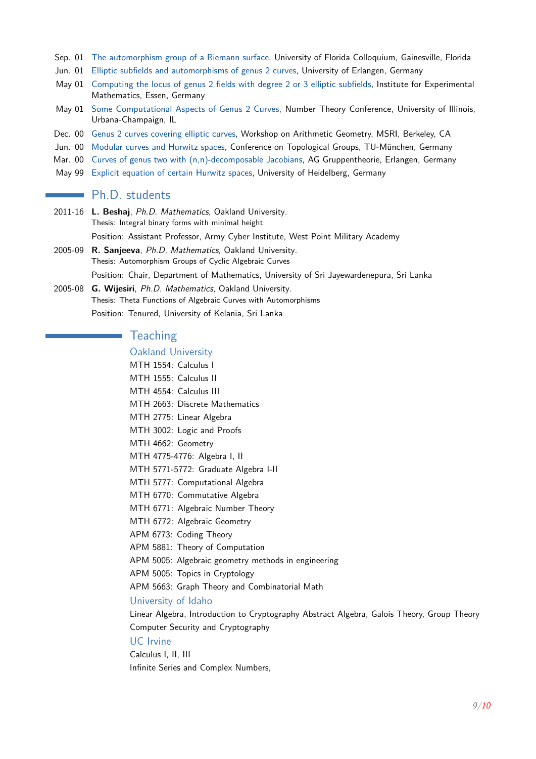- Sep. 01 The automorphism group of a Riemann surface, University of Florida Colloquium, Gainesville, Florida
- Jun. 01 Elliptic subfields and automorphisms of genus 2 curves, University of Erlangen, Germany
- May 01 Computing the locus of genus 2 fields with degree 2 or 3 elliptic subfields, Institute for Experimental Mathematics, Essen, Germany
- May 01 Some Computational Aspects of Genus 2 Curves, Number Theory Conference, University of Illinois, Urbana-Champaign, IL
- Dec. 00 Genus 2 curves covering elliptic curves, Workshop on Arithmetic Geometry, MSRI, Berkeley, CA
- Jun. 00 Modular curves and Hurwitz spaces, Conference on Topological Groups, TU-München, Germany
- Mar. 00 Curves of genus two with (n,n)-decomposable Jacobians, AG Gruppentheorie, Erlangen, Germany
- May 99 Explicit equation of certain Hurwitz spaces, University of Heidelberg, Germany

## Ph.D. students

2011-16 **L. Beshaj**, *Ph.D. Mathematics*, Oakland University.
Thesis: Integral binary forms with minimal height
Position: Assistant Professor, Army Cyber Institute, West Point Military Academy

2005-09 **R. Sanjeeva**, *Ph.D. Mathematics*, Oakland University.
Thesis: Automorphism Groups of Cyclic Algebraic Curves
Position: Chair, Department of Mathematics, University of Sri Jayewardenepura, Sri Lanka

2005-08 **G. Wijesiri**, *Ph.D. Mathematics*, Oakland University.
Thesis: Theta Functions of Algebraic Curves with Automorphisms
Position: Tenured, University of Kelania, Sri Lanka

## Teaching

### Oakland University

MTH 1554: Calculus I
MTH 1555: Calculus II
MTH 4554: Calculus III
MTH 2663: Discrete Mathematics
MTH 2775: Linear Algebra
MTH 3002: Logic and Proofs
MTH 4662: Geometry
MTH 4775-4776: Algebra I, II
MTH 5771-5772: Graduate Algebra I-II
MTH 5777: Computational Algebra
MTH 6770: Commutative Algebra
MTH 6771: Algebraic Number Theory
MTH 6772: Algebraic Geometry
APM 6773: Coding Theory
APM 5881: Theory of Computation
APM 5005: Algebraic geometry methods in engineering
APM 5005: Topics in Cryptology
APM 5663: Graph Theory and Combinatorial Math

### University of Idaho

Linear Algebra, Introduction to Cryptography Abstract Algebra, Galois Theory, Group Theory
Computer Security and Cryptography

### UC Irvine

Calculus I, II, III
Infinite Series and Complex Numbers,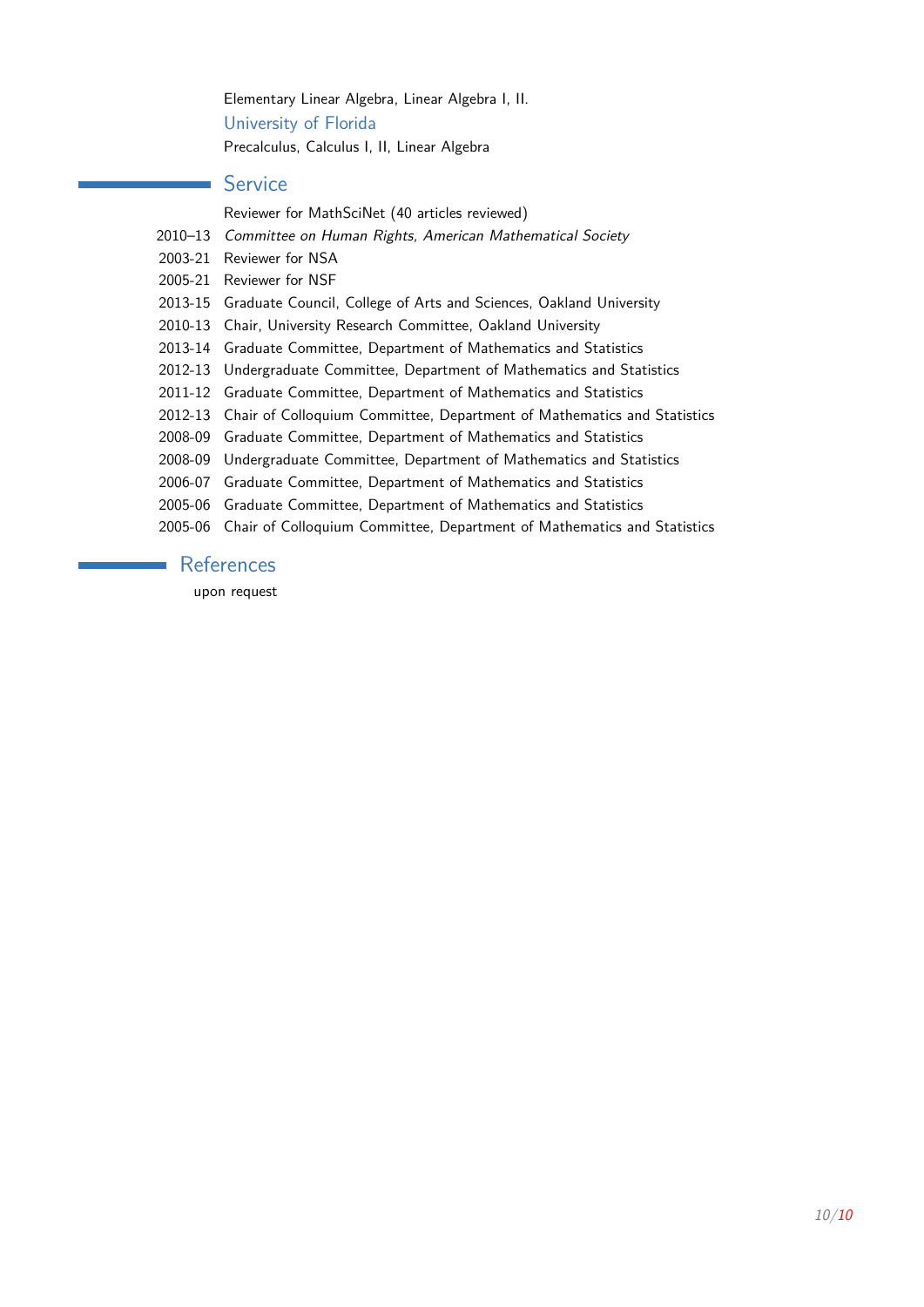Elementary Linear Algebra, Linear Algebra I, II.

### University of Florida

Precalculus, Calculus I, II, Linear Algebra

## Service

Reviewer for MathSciNet (40 articles reviewed)

2010–13 *Committee on Human Rights, American Mathematical Society*

2003-21 Reviewer for NSA

2005-21 Reviewer for NSF

2013-15 Graduate Council, College of Arts and Sciences, Oakland University

2010-13 Chair, University Research Committee, Oakland University

2013-14 Graduate Committee, Department of Mathematics and Statistics

2012-13 Undergraduate Committee, Department of Mathematics and Statistics

2011-12 Graduate Committee, Department of Mathematics and Statistics

2012-13 Chair of Colloquium Committee, Department of Mathematics and Statistics

2008-09 Graduate Committee, Department of Mathematics and Statistics

2008-09 Undergraduate Committee, Department of Mathematics and Statistics

2006-07 Graduate Committee, Department of Mathematics and Statistics

2005-06 Graduate Committee, Department of Mathematics and Statistics

2005-06 Chair of Colloquium Committee, Department of Mathematics and Statistics

## References

upon request